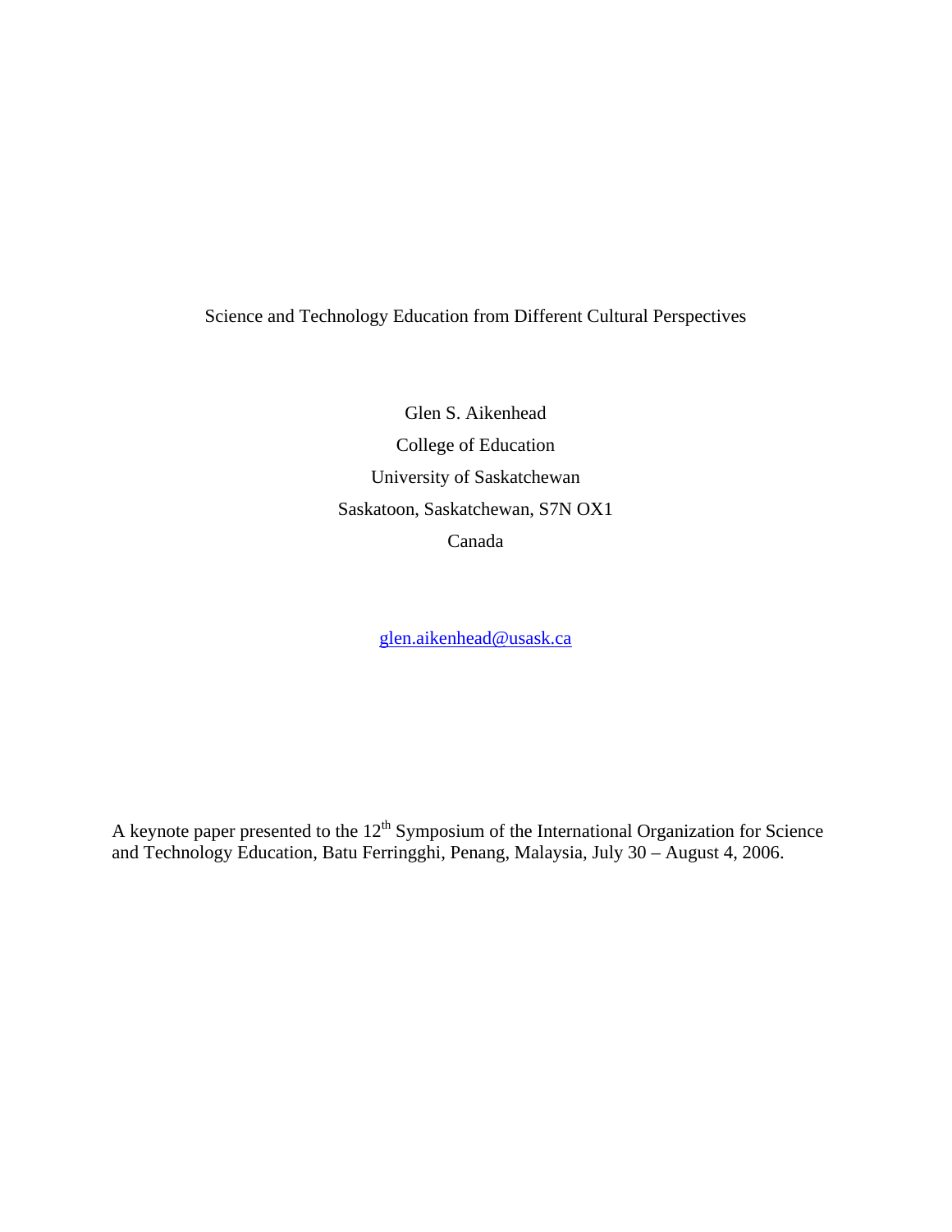# Science and Technology Education from Different Cultural Perspectives

Glen S. Aikenhead

College of Education

University of Saskatchewan

Saskatoon, Saskatchewan, S7N OX1

Canada

glen.aikenhead@usask.ca

A keynote paper presented to the 12th Symposium of the International Organization for Science and Technology Education, Batu Ferringghi, Penang, Malaysia, July 30 – August 4, 2006.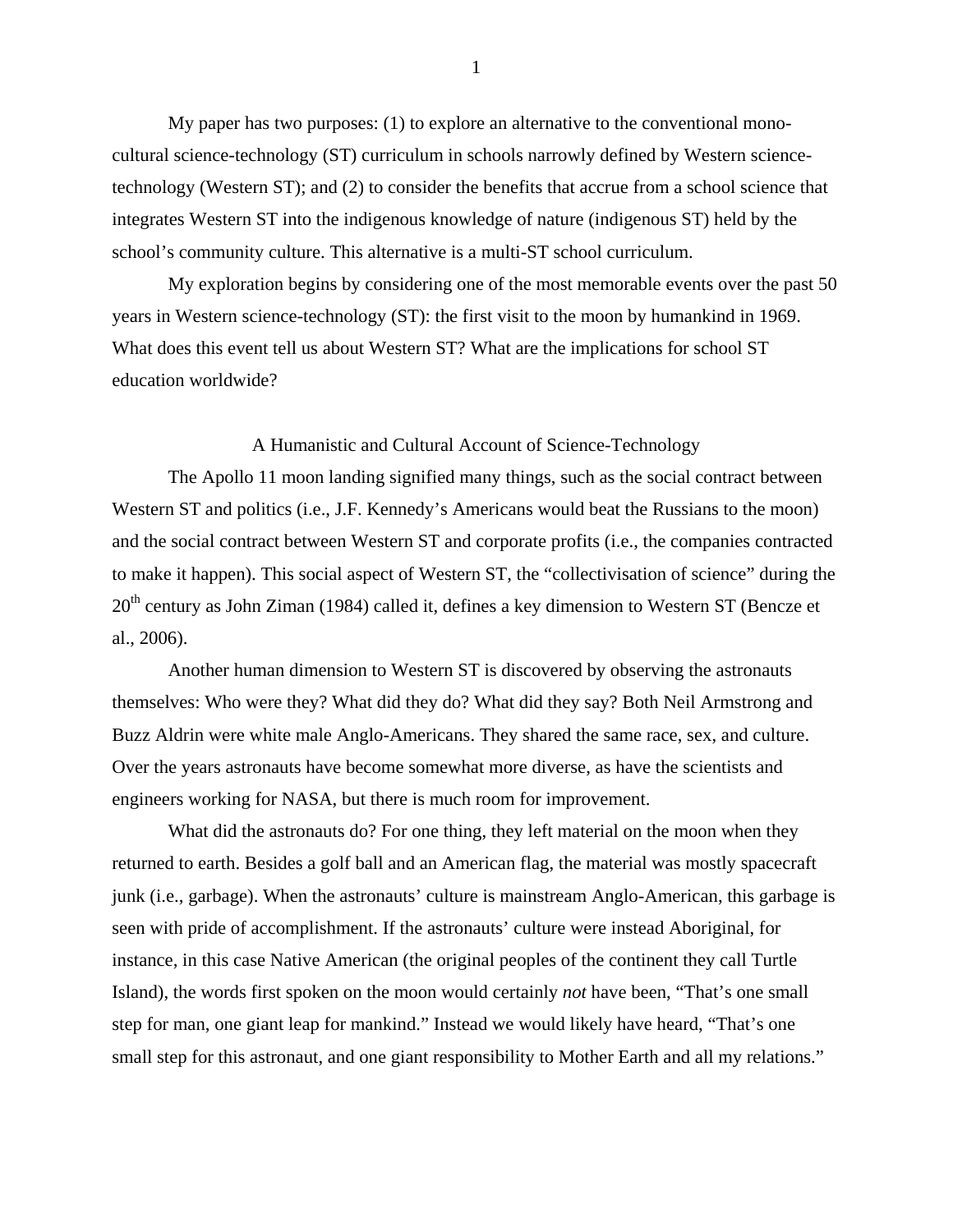My paper has two purposes: (1) to explore an alternative to the conventional mono-cultural science-technology (ST) curriculum in schools narrowly defined by Western science-technology (Western ST); and (2) to consider the benefits that accrue from a school science that integrates Western ST into the indigenous knowledge of nature (indigenous ST) held by the school's community culture. This alternative is a multi-ST school curriculum.

My exploration begins by considering one of the most memorable events over the past 50 years in Western science-technology (ST): the first visit to the moon by humankind in 1969. What does this event tell us about Western ST? What are the implications for school ST education worldwide?

## A Humanistic and Cultural Account of Science-Technology

The Apollo 11 moon landing signified many things, such as the social contract between Western ST and politics (i.e., J.F. Kennedy's Americans would beat the Russians to the moon) and the social contract between Western ST and corporate profits (i.e., the companies contracted to make it happen). This social aspect of Western ST, the "collectivisation of science" during the 20th century as John Ziman (1984) called it, defines a key dimension to Western ST (Bencze et al., 2006).

Another human dimension to Western ST is discovered by observing the astronauts themselves: Who were they? What did they do? What did they say? Both Neil Armstrong and Buzz Aldrin were white male Anglo-Americans. They shared the same race, sex, and culture. Over the years astronauts have become somewhat more diverse, as have the scientists and engineers working for NASA, but there is much room for improvement.

What did the astronauts do? For one thing, they left material on the moon when they returned to earth. Besides a golf ball and an American flag, the material was mostly spacecraft junk (i.e., garbage). When the astronauts' culture is mainstream Anglo-American, this garbage is seen with pride of accomplishment. If the astronauts' culture were instead Aboriginal, for instance, in this case Native American (the original peoples of the continent they call Turtle Island), the words first spoken on the moon would certainly *not* have been, "That's one small step for man, one giant leap for mankind." Instead we would likely have heard, "That's one small step for this astronaut, and one giant responsibility to Mother Earth and all my relations."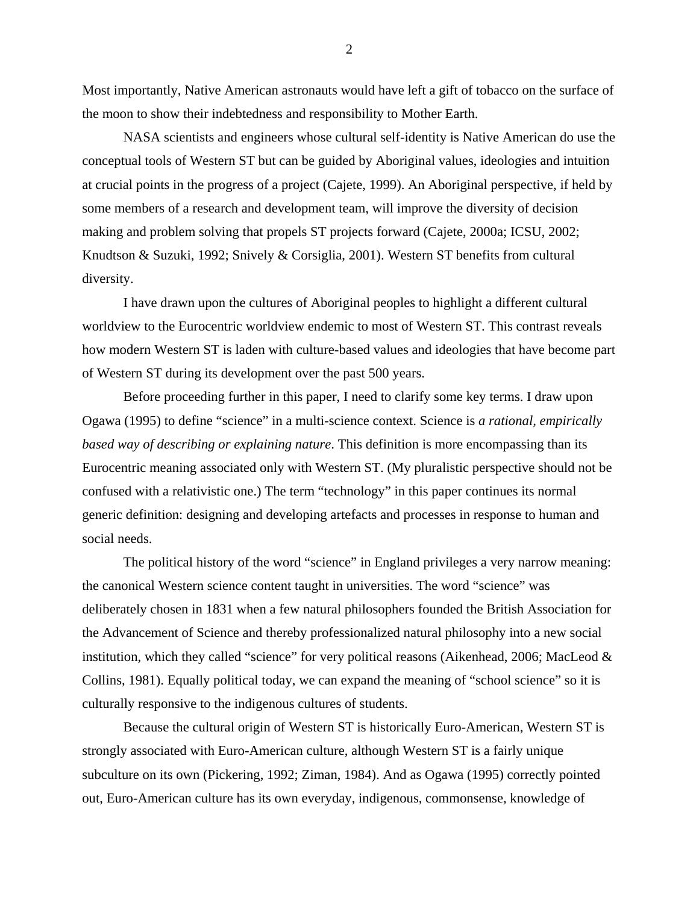Most importantly, Native American astronauts would have left a gift of tobacco on the surface of the moon to show their indebtedness and responsibility to Mother Earth.

NASA scientists and engineers whose cultural self-identity is Native American do use the conceptual tools of Western ST but can be guided by Aboriginal values, ideologies and intuition at crucial points in the progress of a project (Cajete, 1999). An Aboriginal perspective, if held by some members of a research and development team, will improve the diversity of decision making and problem solving that propels ST projects forward (Cajete, 2000a; ICSU, 2002; Knudtson & Suzuki, 1992; Snively & Corsiglia, 2001). Western ST benefits from cultural diversity.

I have drawn upon the cultures of Aboriginal peoples to highlight a different cultural worldview to the Eurocentric worldview endemic to most of Western ST. This contrast reveals how modern Western ST is laden with culture-based values and ideologies that have become part of Western ST during its development over the past 500 years.

Before proceeding further in this paper, I need to clarify some key terms. I draw upon Ogawa (1995) to define "science" in a multi-science context. Science is *a rational, empirically based way of describing or explaining nature*. This definition is more encompassing than its Eurocentric meaning associated only with Western ST. (My pluralistic perspective should not be confused with a relativistic one.) The term "technology" in this paper continues its normal generic definition: designing and developing artefacts and processes in response to human and social needs.

The political history of the word "science" in England privileges a very narrow meaning: the canonical Western science content taught in universities. The word "science" was deliberately chosen in 1831 when a few natural philosophers founded the British Association for the Advancement of Science and thereby professionalized natural philosophy into a new social institution, which they called "science" for very political reasons (Aikenhead, 2006; MacLeod & Collins, 1981). Equally political today, we can expand the meaning of "school science" so it is culturally responsive to the indigenous cultures of students.

Because the cultural origin of Western ST is historically Euro-American, Western ST is strongly associated with Euro-American culture, although Western ST is a fairly unique subculture on its own (Pickering, 1992; Ziman, 1984). And as Ogawa (1995) correctly pointed out, Euro-American culture has its own everyday, indigenous, commonsense, knowledge of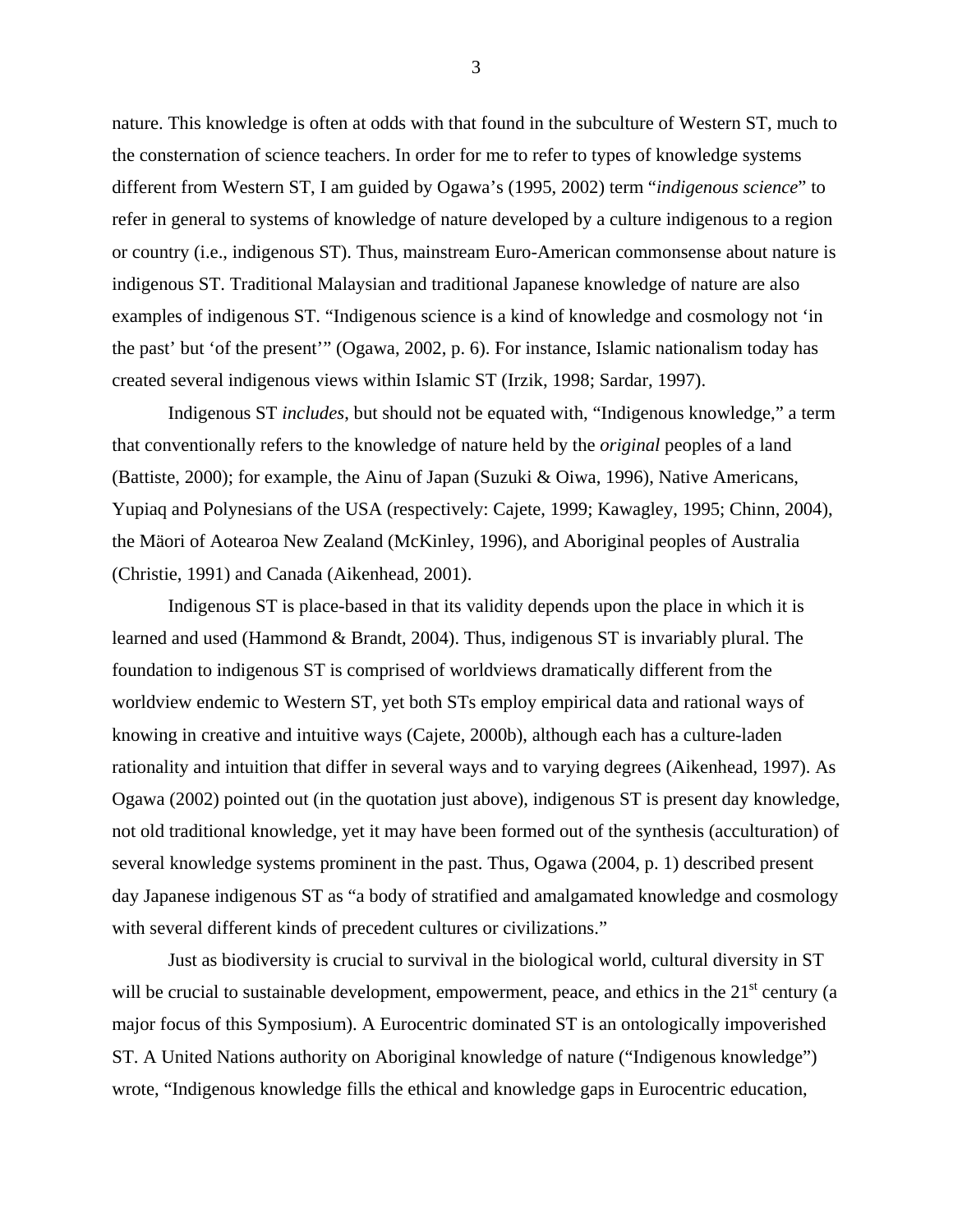nature. This knowledge is often at odds with that found in the subculture of Western ST, much to the consternation of science teachers. In order for me to refer to types of knowledge systems different from Western ST, I am guided by Ogawa's (1995, 2002) term "*indigenous science*" to refer in general to systems of knowledge of nature developed by a culture indigenous to a region or country (i.e., indigenous ST). Thus, mainstream Euro-American commonsense about nature is indigenous ST. Traditional Malaysian and traditional Japanese knowledge of nature are also examples of indigenous ST. "Indigenous science is a kind of knowledge and cosmology not 'in the past' but 'of the present'" (Ogawa, 2002, p. 6). For instance, Islamic nationalism today has created several indigenous views within Islamic ST (Irzik, 1998; Sardar, 1997).

Indigenous ST *includes*, but should not be equated with, "Indigenous knowledge," a term that conventionally refers to the knowledge of nature held by the *original* peoples of a land (Battiste, 2000); for example, the Ainu of Japan (Suzuki & Oiwa, 1996), Native Americans, Yupiaq and Polynesians of the USA (respectively: Cajete, 1999; Kawagley, 1995; Chinn, 2004), the Mäori of Aotearoa New Zealand (McKinley, 1996), and Aboriginal peoples of Australia (Christie, 1991) and Canada (Aikenhead, 2001).

Indigenous ST is place-based in that its validity depends upon the place in which it is learned and used (Hammond & Brandt, 2004). Thus, indigenous ST is invariably plural. The foundation to indigenous ST is comprised of worldviews dramatically different from the worldview endemic to Western ST, yet both STs employ empirical data and rational ways of knowing in creative and intuitive ways (Cajete, 2000b), although each has a culture-laden rationality and intuition that differ in several ways and to varying degrees (Aikenhead, 1997). As Ogawa (2002) pointed out (in the quotation just above), indigenous ST is present day knowledge, not old traditional knowledge, yet it may have been formed out of the synthesis (acculturation) of several knowledge systems prominent in the past. Thus, Ogawa (2004, p. 1) described present day Japanese indigenous ST as "a body of stratified and amalgamated knowledge and cosmology with several different kinds of precedent cultures or civilizations."

Just as biodiversity is crucial to survival in the biological world, cultural diversity in ST will be crucial to sustainable development, empowerment, peace, and ethics in the 21st century (a major focus of this Symposium). A Eurocentric dominated ST is an ontologically impoverished ST. A United Nations authority on Aboriginal knowledge of nature ("Indigenous knowledge") wrote, "Indigenous knowledge fills the ethical and knowledge gaps in Eurocentric education,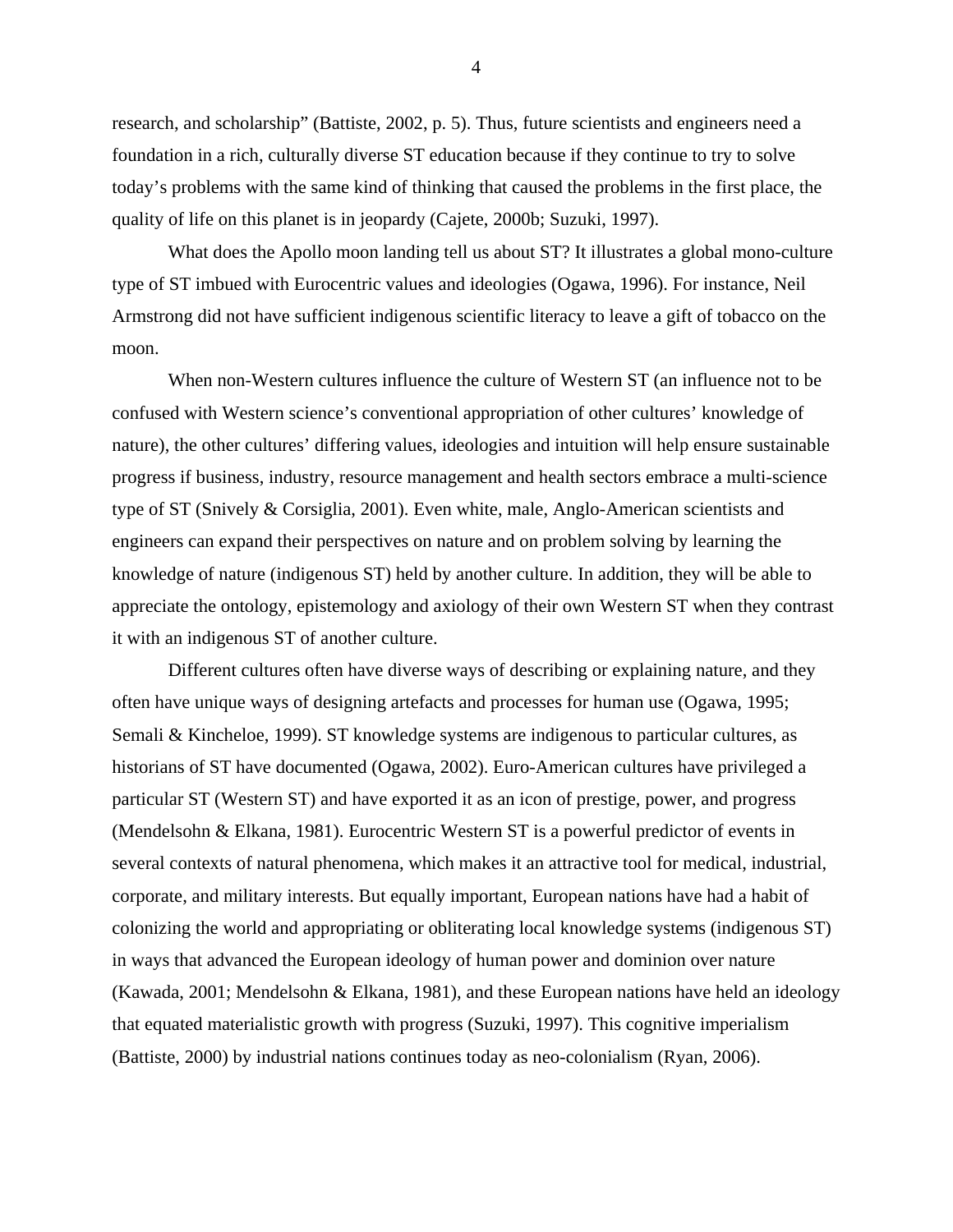research, and scholarship" (Battiste, 2002, p. 5). Thus, future scientists and engineers need a foundation in a rich, culturally diverse ST education because if they continue to try to solve today's problems with the same kind of thinking that caused the problems in the first place, the quality of life on this planet is in jeopardy (Cajete, 2000b; Suzuki, 1997).

What does the Apollo moon landing tell us about ST? It illustrates a global mono-culture type of ST imbued with Eurocentric values and ideologies (Ogawa, 1996). For instance, Neil Armstrong did not have sufficient indigenous scientific literacy to leave a gift of tobacco on the moon.

When non-Western cultures influence the culture of Western ST (an influence not to be confused with Western science's conventional appropriation of other cultures' knowledge of nature), the other cultures' differing values, ideologies and intuition will help ensure sustainable progress if business, industry, resource management and health sectors embrace a multi-science type of ST (Snively & Corsiglia, 2001). Even white, male, Anglo-American scientists and engineers can expand their perspectives on nature and on problem solving by learning the knowledge of nature (indigenous ST) held by another culture. In addition, they will be able to appreciate the ontology, epistemology and axiology of their own Western ST when they contrast it with an indigenous ST of another culture.

Different cultures often have diverse ways of describing or explaining nature, and they often have unique ways of designing artefacts and processes for human use (Ogawa, 1995; Semali & Kincheloe, 1999). ST knowledge systems are indigenous to particular cultures, as historians of ST have documented (Ogawa, 2002). Euro-American cultures have privileged a particular ST (Western ST) and have exported it as an icon of prestige, power, and progress (Mendelsohn & Elkana, 1981). Eurocentric Western ST is a powerful predictor of events in several contexts of natural phenomena, which makes it an attractive tool for medical, industrial, corporate, and military interests. But equally important, European nations have had a habit of colonizing the world and appropriating or obliterating local knowledge systems (indigenous ST) in ways that advanced the European ideology of human power and dominion over nature (Kawada, 2001; Mendelsohn & Elkana, 1981), and these European nations have held an ideology that equated materialistic growth with progress (Suzuki, 1997). This cognitive imperialism (Battiste, 2000) by industrial nations continues today as neo-colonialism (Ryan, 2006).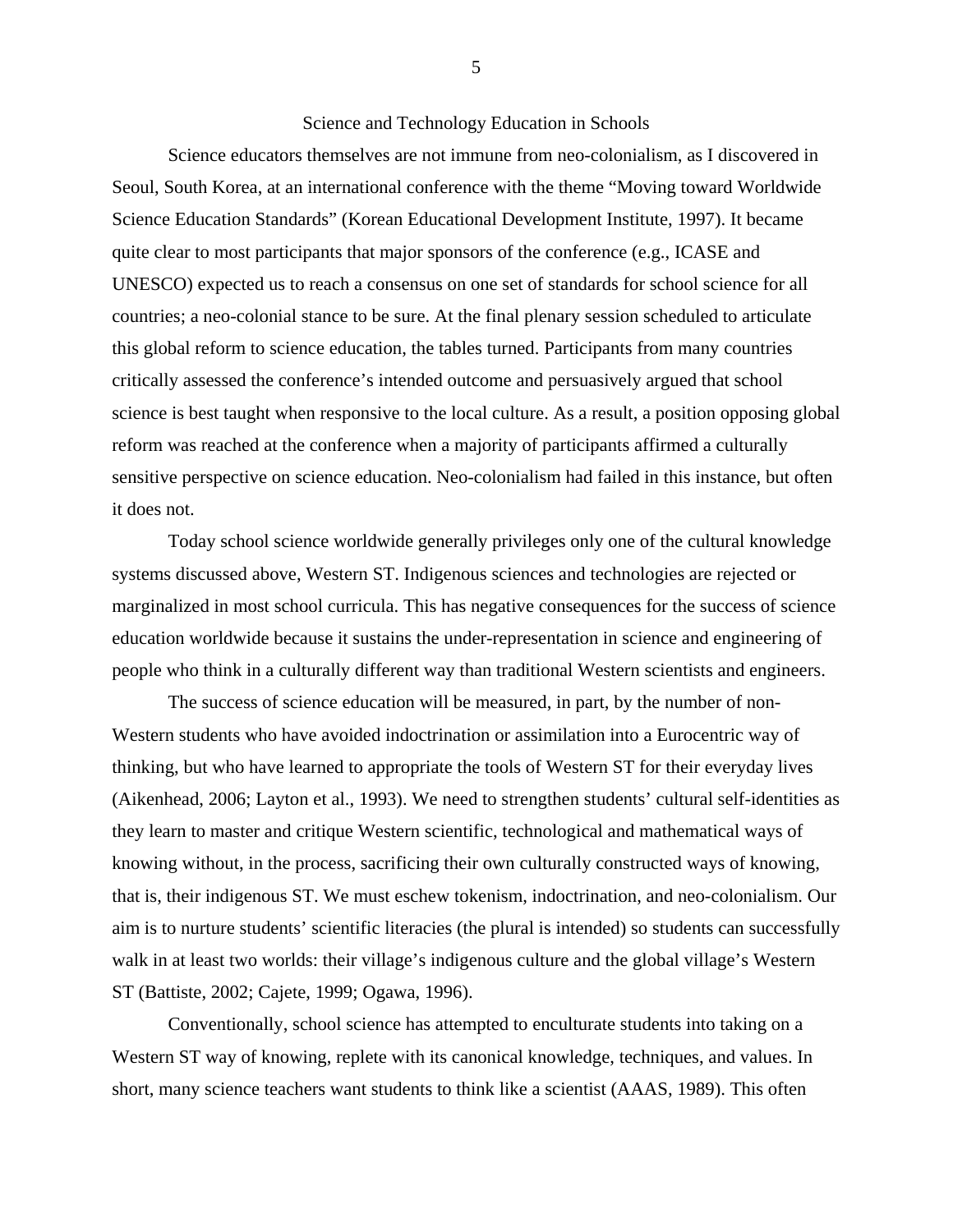## Science and Technology Education in Schools

Science educators themselves are not immune from neo-colonialism, as I discovered in Seoul, South Korea, at an international conference with the theme "Moving toward Worldwide Science Education Standards" (Korean Educational Development Institute, 1997). It became quite clear to most participants that major sponsors of the conference (e.g., ICASE and UNESCO) expected us to reach a consensus on one set of standards for school science for all countries; a neo-colonial stance to be sure. At the final plenary session scheduled to articulate this global reform to science education, the tables turned. Participants from many countries critically assessed the conference's intended outcome and persuasively argued that school science is best taught when responsive to the local culture. As a result, a position opposing global reform was reached at the conference when a majority of participants affirmed a culturally sensitive perspective on science education. Neo-colonialism had failed in this instance, but often it does not.

Today school science worldwide generally privileges only one of the cultural knowledge systems discussed above, Western ST. Indigenous sciences and technologies are rejected or marginalized in most school curricula. This has negative consequences for the success of science education worldwide because it sustains the under-representation in science and engineering of people who think in a culturally different way than traditional Western scientists and engineers.

The success of science education will be measured, in part, by the number of non-Western students who have avoided indoctrination or assimilation into a Eurocentric way of thinking, but who have learned to appropriate the tools of Western ST for their everyday lives (Aikenhead, 2006; Layton et al., 1993). We need to strengthen students' cultural self-identities as they learn to master and critique Western scientific, technological and mathematical ways of knowing without, in the process, sacrificing their own culturally constructed ways of knowing, that is, their indigenous ST. We must eschew tokenism, indoctrination, and neo-colonialism. Our aim is to nurture students' scientific literacies (the plural is intended) so students can successfully walk in at least two worlds: their village's indigenous culture and the global village's Western ST (Battiste, 2002; Cajete, 1999; Ogawa, 1996).

Conventionally, school science has attempted to enculturate students into taking on a Western ST way of knowing, replete with its canonical knowledge, techniques, and values. In short, many science teachers want students to think like a scientist (AAAS, 1989). This often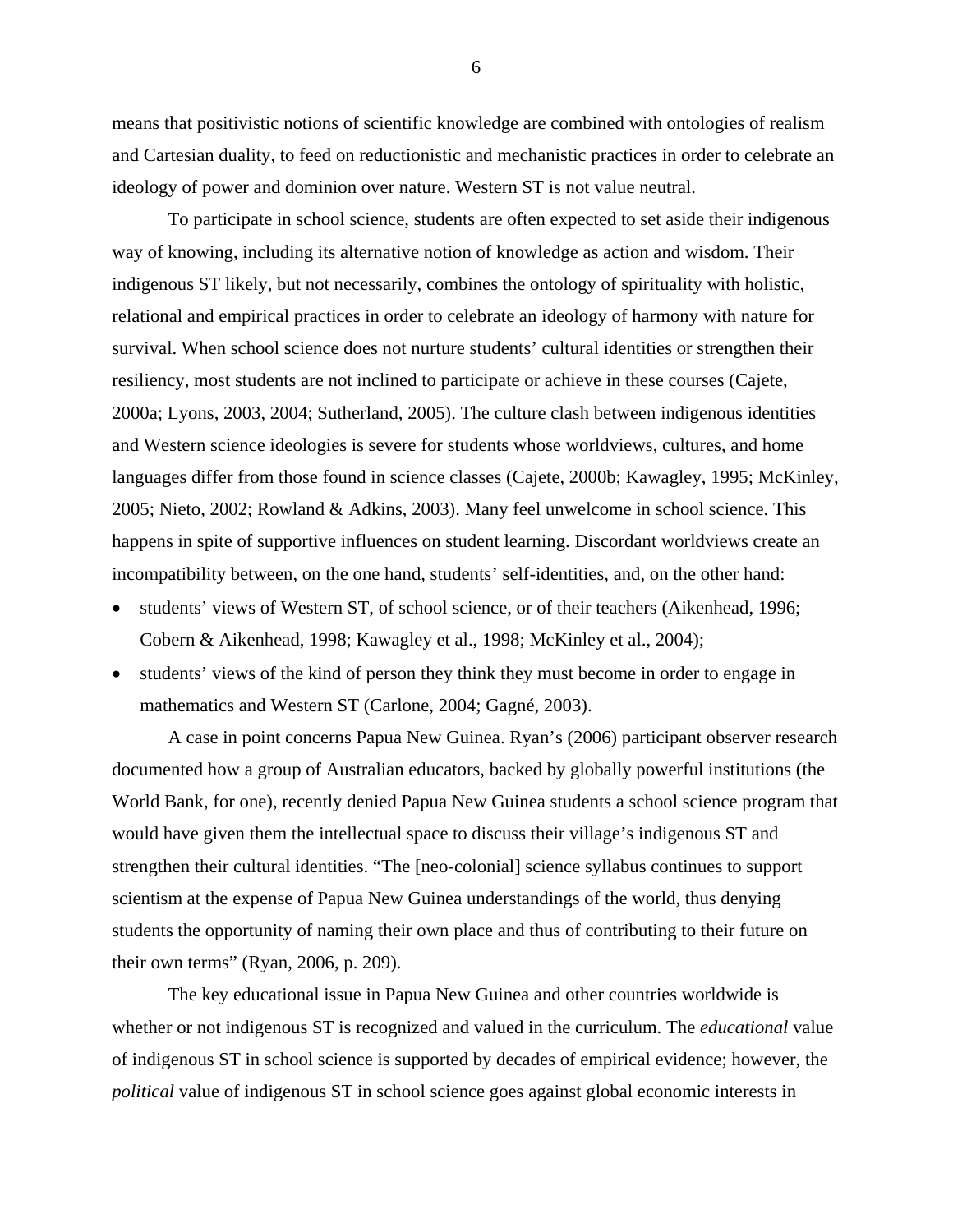means that positivistic notions of scientific knowledge are combined with ontologies of realism and Cartesian duality, to feed on reductionistic and mechanistic practices in order to celebrate an ideology of power and dominion over nature. Western ST is not value neutral.

To participate in school science, students are often expected to set aside their indigenous way of knowing, including its alternative notion of knowledge as action and wisdom. Their indigenous ST likely, but not necessarily, combines the ontology of spirituality with holistic, relational and empirical practices in order to celebrate an ideology of harmony with nature for survival. When school science does not nurture students' cultural identities or strengthen their resiliency, most students are not inclined to participate or achieve in these courses (Cajete, 2000a; Lyons, 2003, 2004; Sutherland, 2005). The culture clash between indigenous identities and Western science ideologies is severe for students whose worldviews, cultures, and home languages differ from those found in science classes (Cajete, 2000b; Kawagley, 1995; McKinley, 2005; Nieto, 2002; Rowland & Adkins, 2003). Many feel unwelcome in school science. This happens in spite of supportive influences on student learning. Discordant worldviews create an incompatibility between, on the one hand, students' self-identities, and, on the other hand:

- students' views of Western ST, of school science, or of their teachers (Aikenhead, 1996; Cobern & Aikenhead, 1998; Kawagley et al., 1998; McKinley et al., 2004);
- students' views of the kind of person they think they must become in order to engage in mathematics and Western ST (Carlone, 2004; Gagné, 2003).

A case in point concerns Papua New Guinea. Ryan's (2006) participant observer research documented how a group of Australian educators, backed by globally powerful institutions (the World Bank, for one), recently denied Papua New Guinea students a school science program that would have given them the intellectual space to discuss their village's indigenous ST and strengthen their cultural identities. "The [neo-colonial] science syllabus continues to support scientism at the expense of Papua New Guinea understandings of the world, thus denying students the opportunity of naming their own place and thus of contributing to their future on their own terms" (Ryan, 2006, p. 209).

The key educational issue in Papua New Guinea and other countries worldwide is whether or not indigenous ST is recognized and valued in the curriculum. The *educational* value of indigenous ST in school science is supported by decades of empirical evidence; however, the *political* value of indigenous ST in school science goes against global economic interests in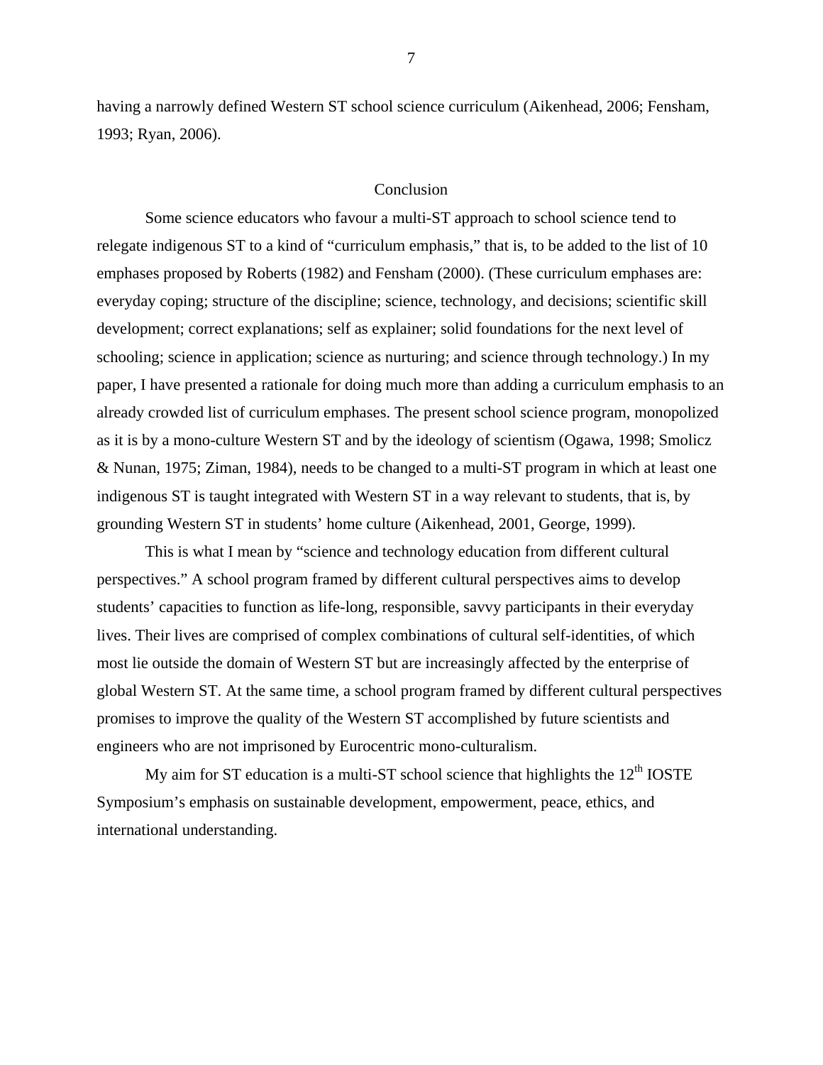having a narrowly defined Western ST school science curriculum (Aikenhead, 2006; Fensham, 1993; Ryan, 2006).

## Conclusion

Some science educators who favour a multi-ST approach to school science tend to relegate indigenous ST to a kind of "curriculum emphasis," that is, to be added to the list of 10 emphases proposed by Roberts (1982) and Fensham (2000). (These curriculum emphases are: everyday coping; structure of the discipline; science, technology, and decisions; scientific skill development; correct explanations; self as explainer; solid foundations for the next level of schooling; science in application; science as nurturing; and science through technology.) In my paper, I have presented a rationale for doing much more than adding a curriculum emphasis to an already crowded list of curriculum emphases. The present school science program, monopolized as it is by a mono-culture Western ST and by the ideology of scientism (Ogawa, 1998; Smolicz & Nunan, 1975; Ziman, 1984), needs to be changed to a multi-ST program in which at least one indigenous ST is taught integrated with Western ST in a way relevant to students, that is, by grounding Western ST in students' home culture (Aikenhead, 2001, George, 1999).

This is what I mean by "science and technology education from different cultural perspectives." A school program framed by different cultural perspectives aims to develop students' capacities to function as life-long, responsible, savvy participants in their everyday lives. Their lives are comprised of complex combinations of cultural self-identities, of which most lie outside the domain of Western ST but are increasingly affected by the enterprise of global Western ST. At the same time, a school program framed by different cultural perspectives promises to improve the quality of the Western ST accomplished by future scientists and engineers who are not imprisoned by Eurocentric mono-culturalism.

My aim for ST education is a multi-ST school science that highlights the 12th IOSTE Symposium's emphasis on sustainable development, empowerment, peace, ethics, and international understanding.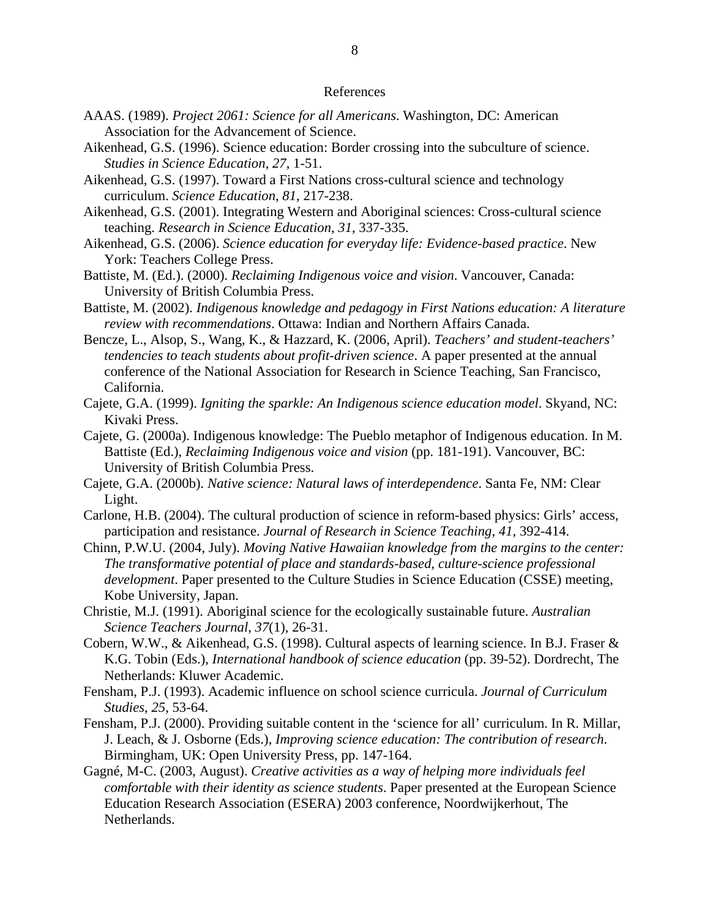## References

AAAS. (1989). *Project 2061: Science for all Americans*. Washington, DC: American Association for the Advancement of Science.

Aikenhead, G.S. (1996). Science education: Border crossing into the subculture of science. *Studies in Science Education*, *27*, 1-51.

Aikenhead, G.S. (1997). Toward a First Nations cross-cultural science and technology curriculum. *Science Education*, *81*, 217-238.

Aikenhead, G.S. (2001). Integrating Western and Aboriginal sciences: Cross-cultural science teaching. *Research in Science Education*, *31*, 337-335.

Aikenhead, G.S. (2006). *Science education for everyday life: Evidence-based practice*. New York: Teachers College Press.

Battiste, M. (Ed.). (2000). *Reclaiming Indigenous voice and vision*. Vancouver, Canada: University of British Columbia Press.

Battiste, M. (2002). *Indigenous knowledge and pedagogy in First Nations education: A literature review with recommendations*. Ottawa: Indian and Northern Affairs Canada.

Bencze, L., Alsop, S., Wang, K., & Hazzard, K. (2006, April). *Teachers' and student-teachers' tendencies to teach students about profit-driven science*. A paper presented at the annual conference of the National Association for Research in Science Teaching, San Francisco, California.

Cajete, G.A. (1999). *Igniting the sparkle: An Indigenous science education model*. Skyand, NC: Kivaki Press.

Cajete, G. (2000a). Indigenous knowledge: The Pueblo metaphor of Indigenous education. In M. Battiste (Ed.), *Reclaiming Indigenous voice and vision* (pp. 181-191). Vancouver, BC: University of British Columbia Press.

Cajete, G.A. (2000b). *Native science: Natural laws of interdependence*. Santa Fe, NM: Clear Light.

Carlone, H.B. (2004). The cultural production of science in reform-based physics: Girls' access, participation and resistance. *Journal of Research in Science Teaching*, *41*, 392-414.

Chinn, P.W.U. (2004, July). *Moving Native Hawaiian knowledge from the margins to the center: The transformative potential of place and standards-based, culture-science professional development*. Paper presented to the Culture Studies in Science Education (CSSE) meeting, Kobe University, Japan.

Christie, M.J. (1991). Aboriginal science for the ecologically sustainable future. *Australian Science Teachers Journal*, *37*(1), 26-31.

Cobern, W.W., & Aikenhead, G.S. (1998). Cultural aspects of learning science. In B.J. Fraser & K.G. Tobin (Eds.), *International handbook of science education* (pp. 39-52). Dordrecht, The Netherlands: Kluwer Academic.

Fensham, P.J. (1993). Academic influence on school science curricula. *Journal of Curriculum Studies*, *25*, 53-64.

Fensham, P.J. (2000). Providing suitable content in the 'science for all' curriculum. In R. Millar, J. Leach, & J. Osborne (Eds.), *Improving science education: The contribution of research*. Birmingham, UK: Open University Press, pp. 147-164.

Gagné, M-C. (2003, August). *Creative activities as a way of helping more individuals feel comfortable with their identity as science students*. Paper presented at the European Science Education Research Association (ESERA) 2003 conference, Noordwijkerhout, The Netherlands.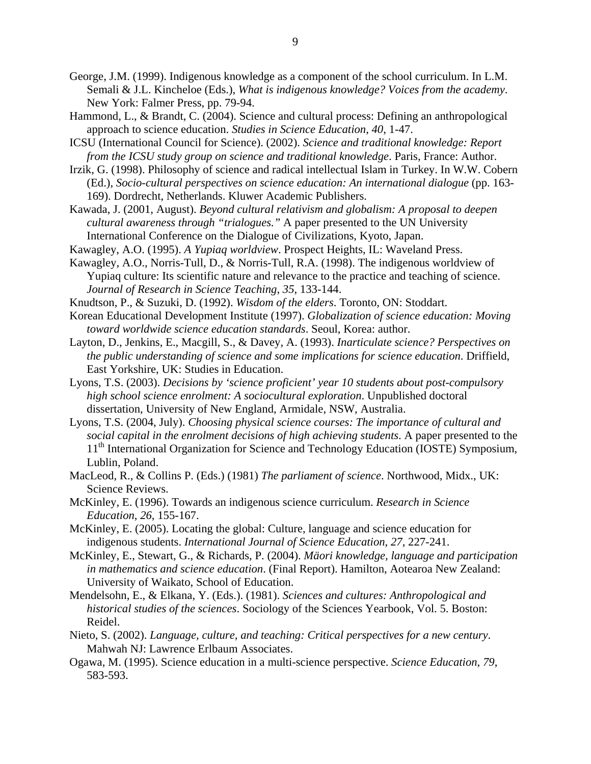George, J.M. (1999). Indigenous knowledge as a component of the school curriculum. In L.M. Semali & J.L. Kincheloe (Eds.), *What is indigenous knowledge? Voices from the academy*. New York: Falmer Press, pp. 79-94.

Hammond, L., & Brandt, C. (2004). Science and cultural process: Defining an anthropological approach to science education. *Studies in Science Education*, *40*, 1-47.

ICSU (International Council for Science). (2002). *Science and traditional knowledge: Report from the ICSU study group on science and traditional knowledge*. Paris, France: Author.

Irzik, G. (1998). Philosophy of science and radical intellectual Islam in Turkey. In W.W. Cobern (Ed.), *Socio-cultural perspectives on science education: An international dialogue* (pp. 163-169). Dordrecht, Netherlands. Kluwer Academic Publishers.

Kawada, J. (2001, August). *Beyond cultural relativism and globalism: A proposal to deepen cultural awareness through "trialogues."* A paper presented to the UN University International Conference on the Dialogue of Civilizations, Kyoto, Japan.

Kawagley, A.O. (1995). *A Yupiaq worldview*. Prospect Heights, IL: Waveland Press.

Kawagley, A.O., Norris-Tull, D., & Norris-Tull, R.A. (1998). The indigenous worldview of Yupiaq culture: Its scientific nature and relevance to the practice and teaching of science. *Journal of Research in Science Teaching*, *35*, 133-144.

Knudtson, P., & Suzuki, D. (1992). *Wisdom of the elders*. Toronto, ON: Stoddart.

Korean Educational Development Institute (1997). *Globalization of science education: Moving toward worldwide science education standards*. Seoul, Korea: author.

Layton, D., Jenkins, E., Macgill, S., & Davey, A. (1993). *Inarticulate science? Perspectives on the public understanding of science and some implications for science education*. Driffield, East Yorkshire, UK: Studies in Education.

Lyons, T.S. (2003). *Decisions by 'science proficient' year 10 students about post-compulsory high school science enrolment: A sociocultural exploration*. Unpublished doctoral dissertation, University of New England, Armidale, NSW, Australia.

Lyons, T.S. (2004, July). *Choosing physical science courses: The importance of cultural and social capital in the enrolment decisions of high achieving students*. A paper presented to the 11th International Organization for Science and Technology Education (IOSTE) Symposium, Lublin, Poland.

MacLeod, R., & Collins P. (Eds.) (1981) *The parliament of science*. Northwood, Midx., UK: Science Reviews.

McKinley, E. (1996). Towards an indigenous science curriculum. *Research in Science Education*, *26*, 155-167.

McKinley, E. (2005). Locating the global: Culture, language and science education for indigenous students. *International Journal of Science Education*, *27*, 227-241.

McKinley, E., Stewart, G., & Richards, P. (2004). *Mäori knowledge, language and participation in mathematics and science education*. (Final Report). Hamilton, Aotearoa New Zealand: University of Waikato, School of Education.

Mendelsohn, E., & Elkana, Y. (Eds.). (1981). *Sciences and cultures: Anthropological and historical studies of the sciences*. Sociology of the Sciences Yearbook, Vol. 5. Boston: Reidel.

Nieto, S. (2002). *Language, culture, and teaching: Critical perspectives for a new century*. Mahwah NJ: Lawrence Erlbaum Associates.

Ogawa, M. (1995). Science education in a multi-science perspective. *Science Education*, *79*, 583-593.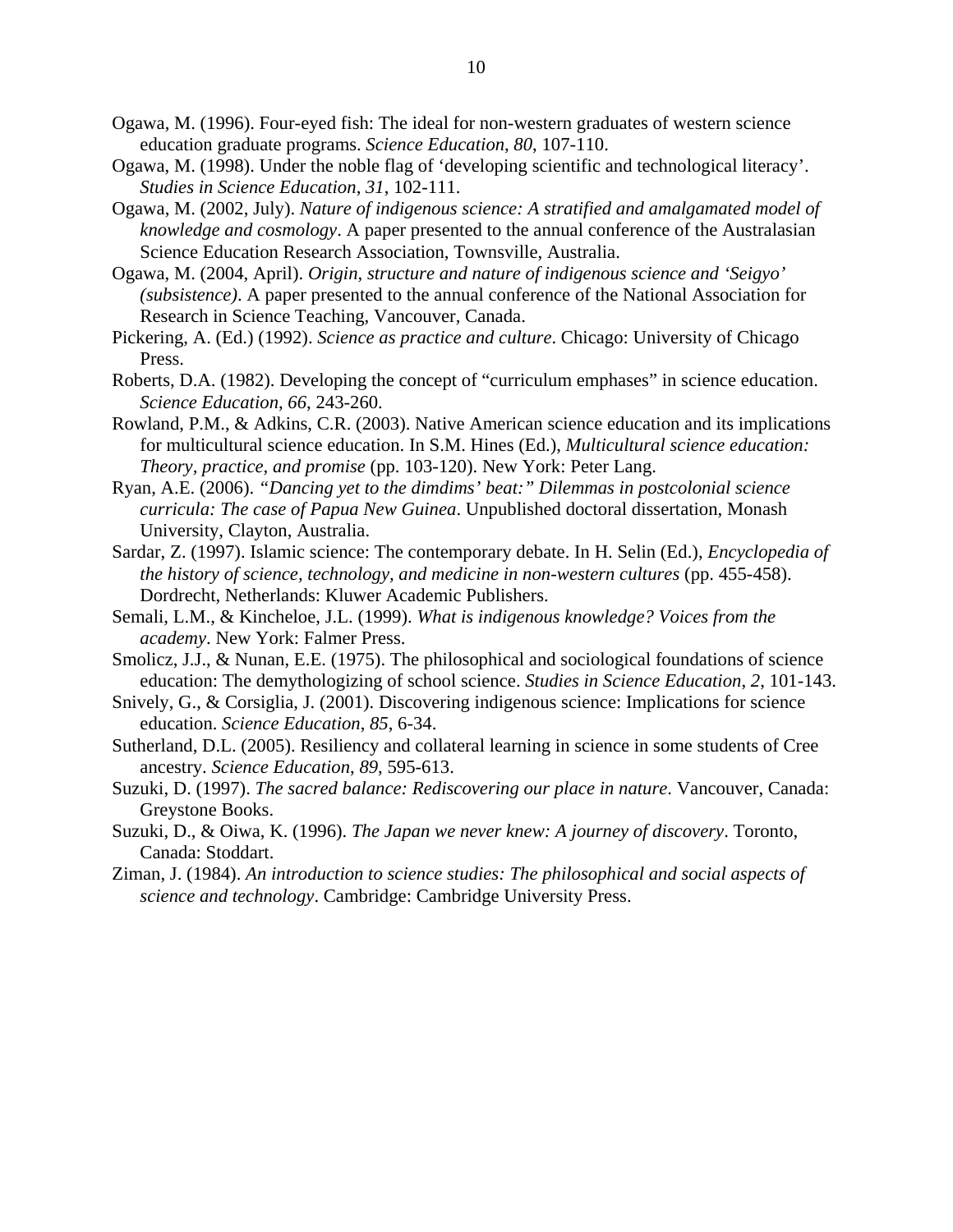Ogawa, M. (1996). Four-eyed fish: The ideal for non-western graduates of western science education graduate programs. *Science Education, 80*, 107-110.

Ogawa, M. (1998). Under the noble flag of 'developing scientific and technological literacy'. *Studies in Science Education*, *31*, 102-111.

Ogawa, M. (2002, July). *Nature of indigenous science: A stratified and amalgamated model of knowledge and cosmology*. A paper presented to the annual conference of the Australasian Science Education Research Association, Townsville, Australia.

Ogawa, M. (2004, April). *Origin, structure and nature of indigenous science and 'Seigyo' (subsistence)*. A paper presented to the annual conference of the National Association for Research in Science Teaching, Vancouver, Canada.

Pickering, A. (Ed.) (1992). *Science as practice and culture*. Chicago: University of Chicago Press.

Roberts, D.A. (1982). Developing the concept of "curriculum emphases" in science education. *Science Education*, *66*, 243-260.

Rowland, P.M., & Adkins, C.R. (2003). Native American science education and its implications for multicultural science education. In S.M. Hines (Ed.), *Multicultural science education: Theory, practice, and promise* (pp. 103-120). New York: Peter Lang.

Ryan, A.E. (2006). *"Dancing yet to the dimdims' beat:" Dilemmas in postcolonial science curricula: The case of Papua New Guinea*. Unpublished doctoral dissertation, Monash University, Clayton, Australia.

Sardar, Z. (1997). Islamic science: The contemporary debate. In H. Selin (Ed.), *Encyclopedia of the history of science, technology, and medicine in non-western cultures* (pp. 455-458). Dordrecht, Netherlands: Kluwer Academic Publishers.

Semali, L.M., & Kincheloe, J.L. (1999). *What is indigenous knowledge? Voices from the academy*. New York: Falmer Press.

Smolicz, J.J., & Nunan, E.E. (1975). The philosophical and sociological foundations of science education: The demythologizing of school science. *Studies in Science Education*, *2*, 101-143.

Snively, G., & Corsiglia, J. (2001). Discovering indigenous science: Implications for science education. *Science Education*, *85*, 6-34.

Sutherland, D.L. (2005). Resiliency and collateral learning in science in some students of Cree ancestry. *Science Education*, *89*, 595-613.

Suzuki, D. (1997). *The sacred balance: Rediscovering our place in nature*. Vancouver, Canada: Greystone Books.

Suzuki, D., & Oiwa, K. (1996). *The Japan we never knew: A journey of discovery*. Toronto, Canada: Stoddart.

Ziman, J. (1984). *An introduction to science studies: The philosophical and social aspects of science and technology*. Cambridge: Cambridge University Press.